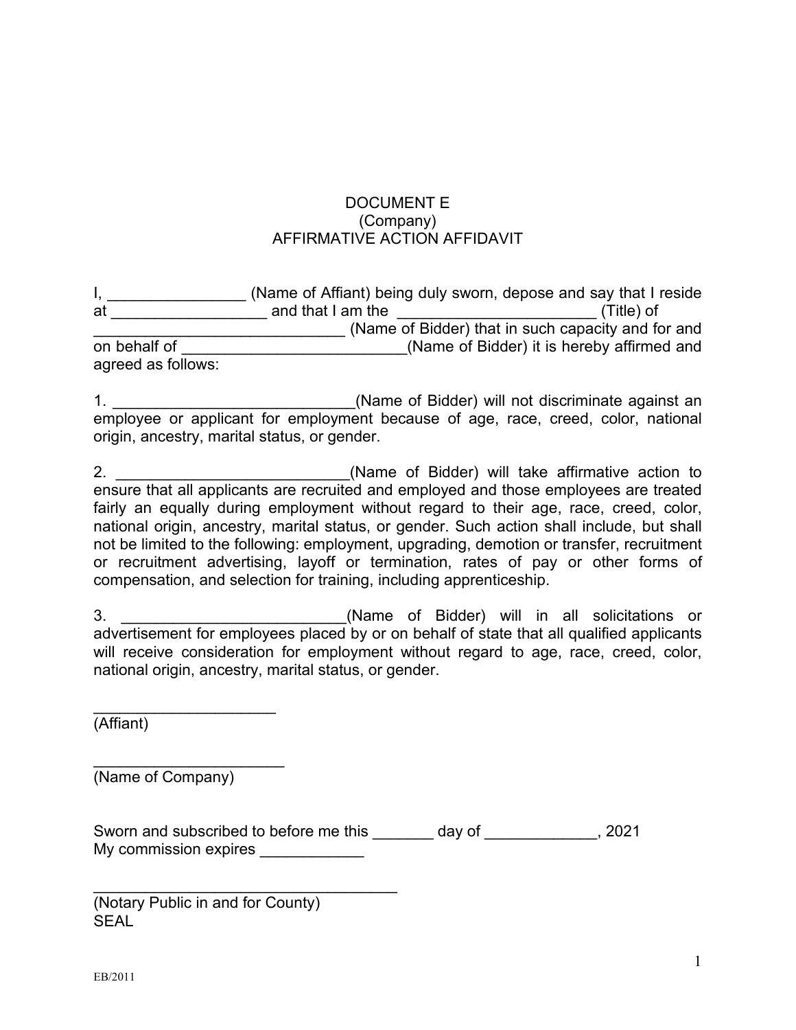# DOCUMENT E
## (Company)
## AFFIRMATIVE ACTION AFFIDAVIT

I, ________________ (Name of Affiant) being duly sworn, depose and say that I reside at __________________ and that I am the _______________________ (Title) of _____________________________ (Name of Bidder) that in such capacity and for and on behalf of __________________________(Name of Bidder) it is hereby affirmed and agreed as follows:

1. ____________________________(Name of Bidder) will not discriminate against an employee or applicant for employment because of age, race, creed, color, national origin, ancestry, marital status, or gender.

2. ___________________________(Name of Bidder) will take affirmative action to ensure that all applicants are recruited and employed and those employees are treated fairly an equally during employment without regard to their age, race, creed, color, national origin, ancestry, marital status, or gender. Such action shall include, but shall not be limited to the following: employment, upgrading, demotion or transfer, recruitment or recruitment advertising, layoff or termination, rates of pay or other forms of compensation, and selection for training, including apprenticeship.

3. __________________________(Name of Bidder) will in all solicitations or advertisement for employees placed by or on behalf of state that all qualified applicants will receive consideration for employment without regard to age, race, creed, color, national origin, ancestry, marital status, or gender.

_____________________
(Affiant)

______________________
(Name of Company)

Sworn and subscribed to before me this _______ day of _____________, 2021
My commission expires ____________

___________________________________
(Notary Public in and for County)
SEAL

EB/2011